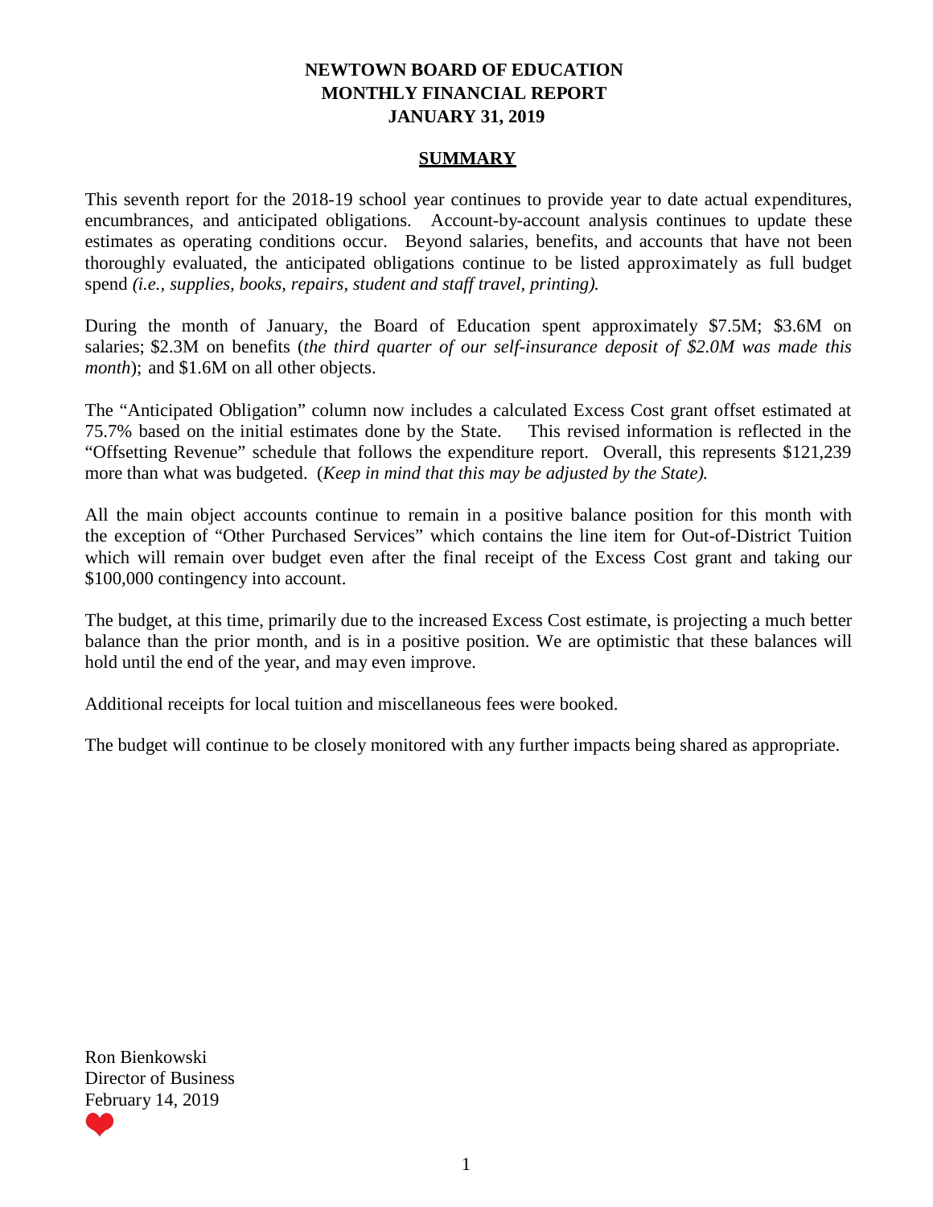# NEWTOWN BOARD OF EDUCATION
# MONTHLY FINANCIAL REPORT
# JANUARY 31, 2019

## SUMMARY

This seventh report for the 2018-19 school year continues to provide year to date actual expenditures, encumbrances, and anticipated obligations. Account-by-account analysis continues to update these estimates as operating conditions occur. Beyond salaries, benefits, and accounts that have not been thoroughly evaluated, the anticipated obligations continue to be listed approximately as full budget spend *(i.e., supplies, books, repairs, student and staff travel, printing).*

During the month of January, the Board of Education spent approximately $7.5M; $3.6M on salaries; $2.3M on benefits (*the third quarter of our self-insurance deposit of $2.0M was made this month*); and $1.6M on all other objects.

The "Anticipated Obligation" column now includes a calculated Excess Cost grant offset estimated at 75.7% based on the initial estimates done by the State. This revised information is reflected in the "Offsetting Revenue" schedule that follows the expenditure report. Overall, this represents $121,239 more than what was budgeted. (*Keep in mind that this may be adjusted by the State).*

All the main object accounts continue to remain in a positive balance position for this month with the exception of "Other Purchased Services" which contains the line item for Out-of-District Tuition which will remain over budget even after the final receipt of the Excess Cost grant and taking our $100,000 contingency into account.

The budget, at this time, primarily due to the increased Excess Cost estimate, is projecting a much better balance than the prior month, and is in a positive position. We are optimistic that these balances will hold until the end of the year, and may even improve.

Additional receipts for local tuition and miscellaneous fees were booked.

The budget will continue to be closely monitored with any further impacts being shared as appropriate.

Ron Bienkowski
Director of Business
February 14, 2019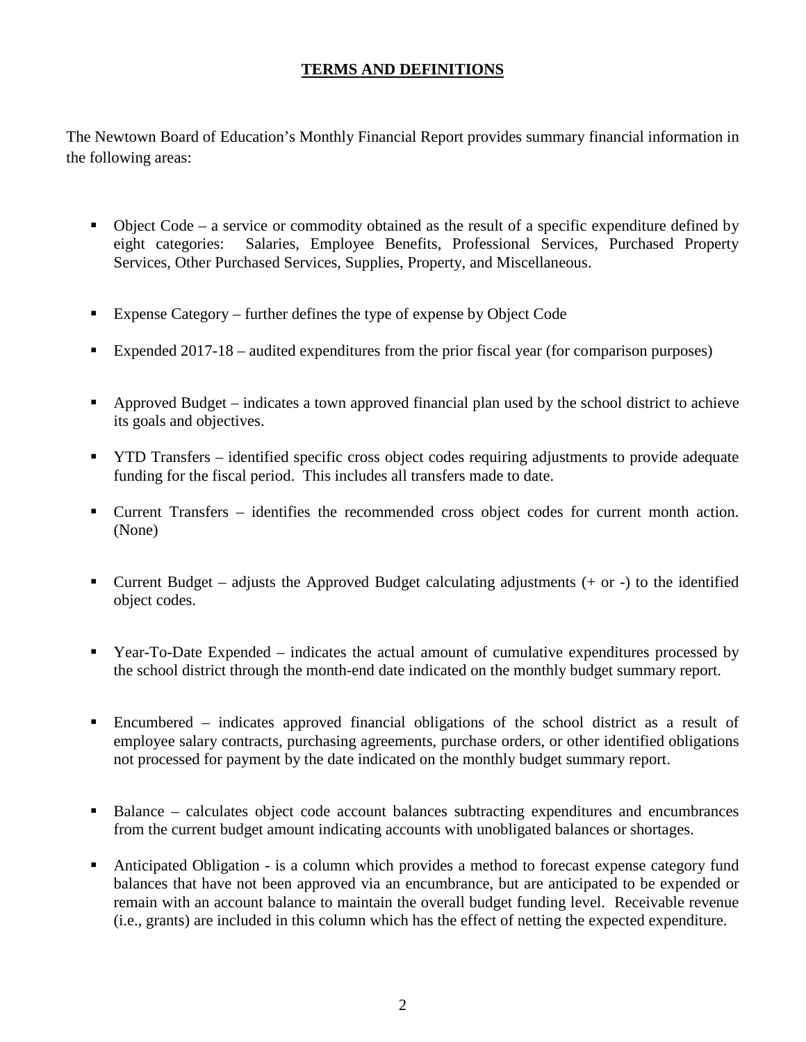## TERMS AND DEFINITIONS

The Newtown Board of Education's Monthly Financial Report provides summary financial information in the following areas:

- Object Code – a service or commodity obtained as the result of a specific expenditure defined by eight categories: Salaries, Employee Benefits, Professional Services, Purchased Property Services, Other Purchased Services, Supplies, Property, and Miscellaneous.
- Expense Category – further defines the type of expense by Object Code
- Expended 2017-18 – audited expenditures from the prior fiscal year (for comparison purposes)
- Approved Budget – indicates a town approved financial plan used by the school district to achieve its goals and objectives.
- YTD Transfers – identified specific cross object codes requiring adjustments to provide adequate funding for the fiscal period. This includes all transfers made to date.
- Current Transfers – identifies the recommended cross object codes for current month action. (None)
- Current Budget – adjusts the Approved Budget calculating adjustments (+ or -) to the identified object codes.
- Year-To-Date Expended – indicates the actual amount of cumulative expenditures processed by the school district through the month-end date indicated on the monthly budget summary report.
- Encumbered – indicates approved financial obligations of the school district as a result of employee salary contracts, purchasing agreements, purchase orders, or other identified obligations not processed for payment by the date indicated on the monthly budget summary report.
- Balance – calculates object code account balances subtracting expenditures and encumbrances from the current budget amount indicating accounts with unobligated balances or shortages.
- Anticipated Obligation - is a column which provides a method to forecast expense category fund balances that have not been approved via an encumbrance, but are anticipated to be expended or remain with an account balance to maintain the overall budget funding level. Receivable revenue (i.e., grants) are included in this column which has the effect of netting the expected expenditure.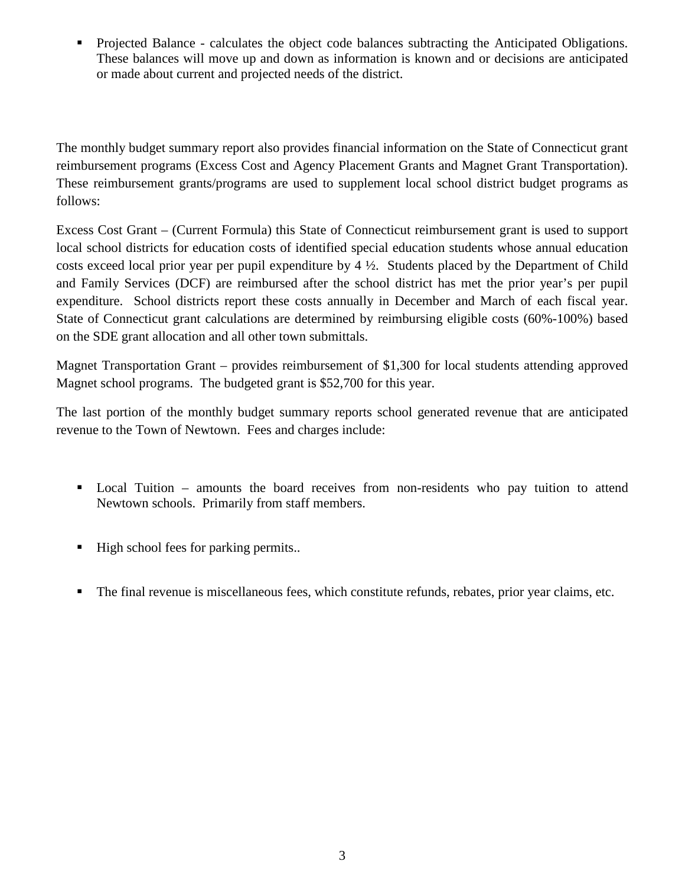- Projected Balance - calculates the object code balances subtracting the Anticipated Obligations. These balances will move up and down as information is known and or decisions are anticipated or made about current and projected needs of the district.

The monthly budget summary report also provides financial information on the State of Connecticut grant reimbursement programs (Excess Cost and Agency Placement Grants and Magnet Grant Transportation). These reimbursement grants/programs are used to supplement local school district budget programs as follows:

Excess Cost Grant – (Current Formula) this State of Connecticut reimbursement grant is used to support local school districts for education costs of identified special education students whose annual education costs exceed local prior year per pupil expenditure by 4 ½. Students placed by the Department of Child and Family Services (DCF) are reimbursed after the school district has met the prior year's per pupil expenditure. School districts report these costs annually in December and March of each fiscal year. State of Connecticut grant calculations are determined by reimbursing eligible costs (60%-100%) based on the SDE grant allocation and all other town submittals.

Magnet Transportation Grant – provides reimbursement of $1,300 for local students attending approved Magnet school programs. The budgeted grant is $52,700 for this year.

The last portion of the monthly budget summary reports school generated revenue that are anticipated revenue to the Town of Newtown. Fees and charges include:

- Local Tuition – amounts the board receives from non-residents who pay tuition to attend Newtown schools. Primarily from staff members.

- High school fees for parking permits..

- The final revenue is miscellaneous fees, which constitute refunds, rebates, prior year claims, etc.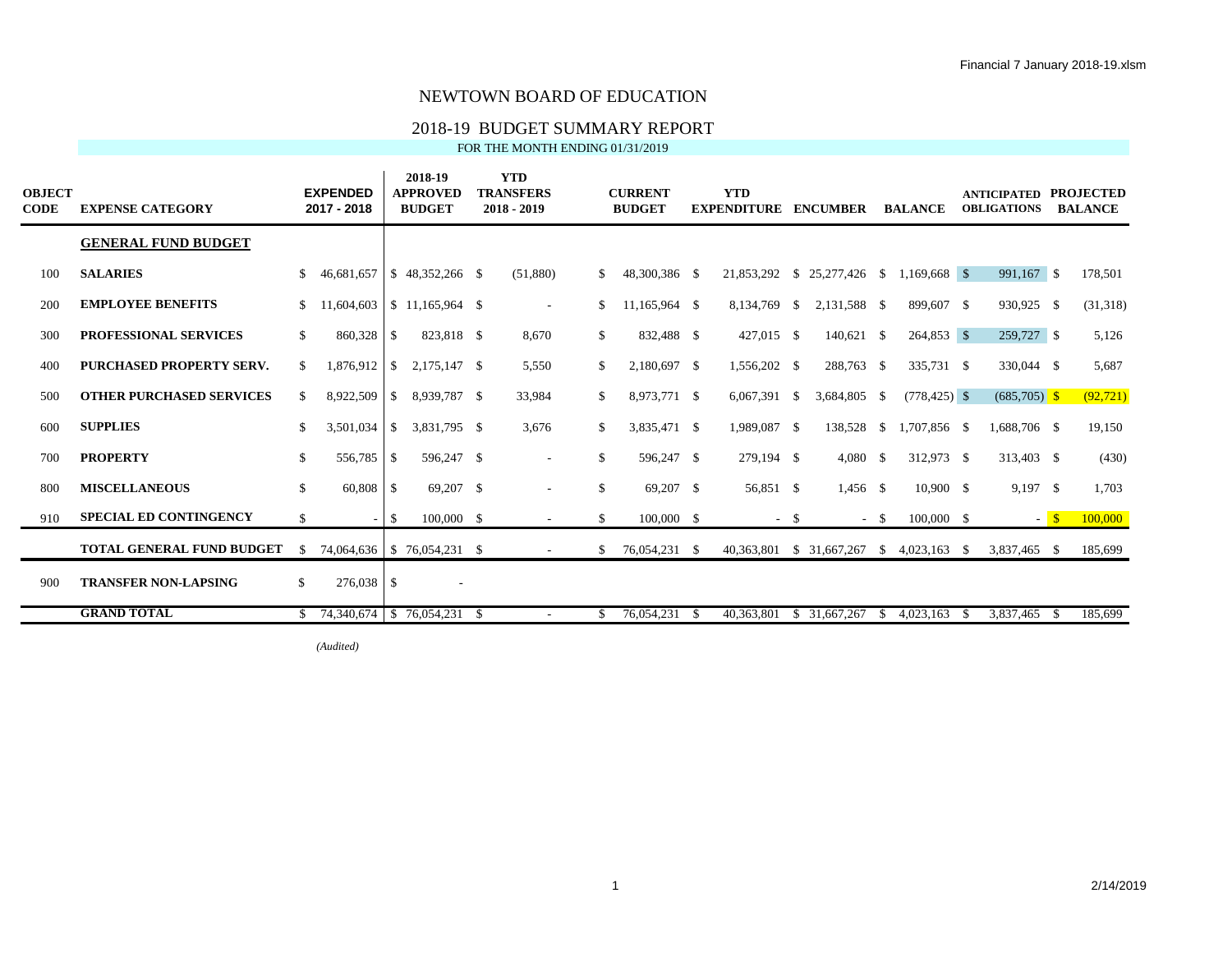# NEWTOWN BOARD OF EDUCATION

## 2018-19 BUDGET SUMMARY REPORT

FOR THE MONTH ENDING 01/31/2019

| OBJECT CODE | EXPENSE CATEGORY | EXPENDED 2017 - 2018 | 2018-19 APPROVED BUDGET | YTD TRANSFERS 2018 - 2019 | CURRENT BUDGET | YTD EXPENDITURE | ENCUMBER | BALANCE | ANTICIPATED OBLIGATIONS | PROJECTED BALANCE |
|---|---|---|---|---|---|---|---|---|---|---|
| | **GENERAL FUND BUDGET** | | | | | | | | | |
| 100 | **SALARIES** | $ 46,681,657 | $ 48,352,266 | $ (51,880) | $ 48,300,386 | $ 21,853,292 | $ 25,277,426 | $ 1,169,668 | $ 991,167 | $ 178,501 |
| 200 | **EMPLOYEE BENEFITS** | $ 11,604,603 | $ 11,165,964 | $ - | $ 11,165,964 | $ 8,134,769 | $ 2,131,588 | $ 899,607 | $ 930,925 | $ (31,318) |
| 300 | **PROFESSIONAL SERVICES** | $ 860,328 | $ 823,818 | $ 8,670 | $ 832,488 | $ 427,015 | $ 140,621 | $ 264,853 | $ 259,727 | $ 5,126 |
| 400 | **PURCHASED PROPERTY SERV.** | $ 1,876,912 | $ 2,175,147 | $ 5,550 | $ 2,180,697 | $ 1,556,202 | $ 288,763 | $ 335,731 | $ 330,044 | $ 5,687 |
| 500 | **OTHER PURCHASED SERVICES** | $ 8,922,509 | $ 8,939,787 | $ 33,984 | $ 8,973,771 | $ 6,067,391 | $ 3,684,805 | $ (778,425) | $ (685,705) | $ (92,721) |
| 600 | **SUPPLIES** | $ 3,501,034 | $ 3,831,795 | $ 3,676 | $ 3,835,471 | $ 1,989,087 | $ 138,528 | $ 1,707,856 | $ 1,688,706 | $ 19,150 |
| 700 | **PROPERTY** | $ 556,785 | $ 596,247 | $ - | $ 596,247 | $ 279,194 | $ 4,080 | $ 312,973 | $ 313,403 | $ (430) |
| 800 | **MISCELLANEOUS** | $ 60,808 | $ 69,207 | $ - | $ 69,207 | $ 56,851 | $ 1,456 | $ 10,900 | $ 9,197 | $ 1,703 |
| 910 | **SPECIAL ED CONTINGENCY** | $ - | $ 100,000 | $ - | $ 100,000 | $ - | $ - | $ 100,000 | $ - | $ 100,000 |
| | **TOTAL GENERAL FUND BUDGET** | $ 74,064,636 | $ 76,054,231 | $ - | $ 76,054,231 | $ 40,363,801 | $ 31,667,267 | $ 4,023,163 | $ 3,837,465 | $ 185,699 |
| 900 | **TRANSFER NON-LAPSING** | $ 276,038 | $ - | | | | | | | |
| | **GRAND TOTAL** | $ 74,340,674 | $ 76,054,231 | $ - | $ 76,054,231 | $ 40,363,801 | $ 31,667,267 | $ 4,023,163 | $ 3,837,465 | $ 185,699 |

*(Audited)*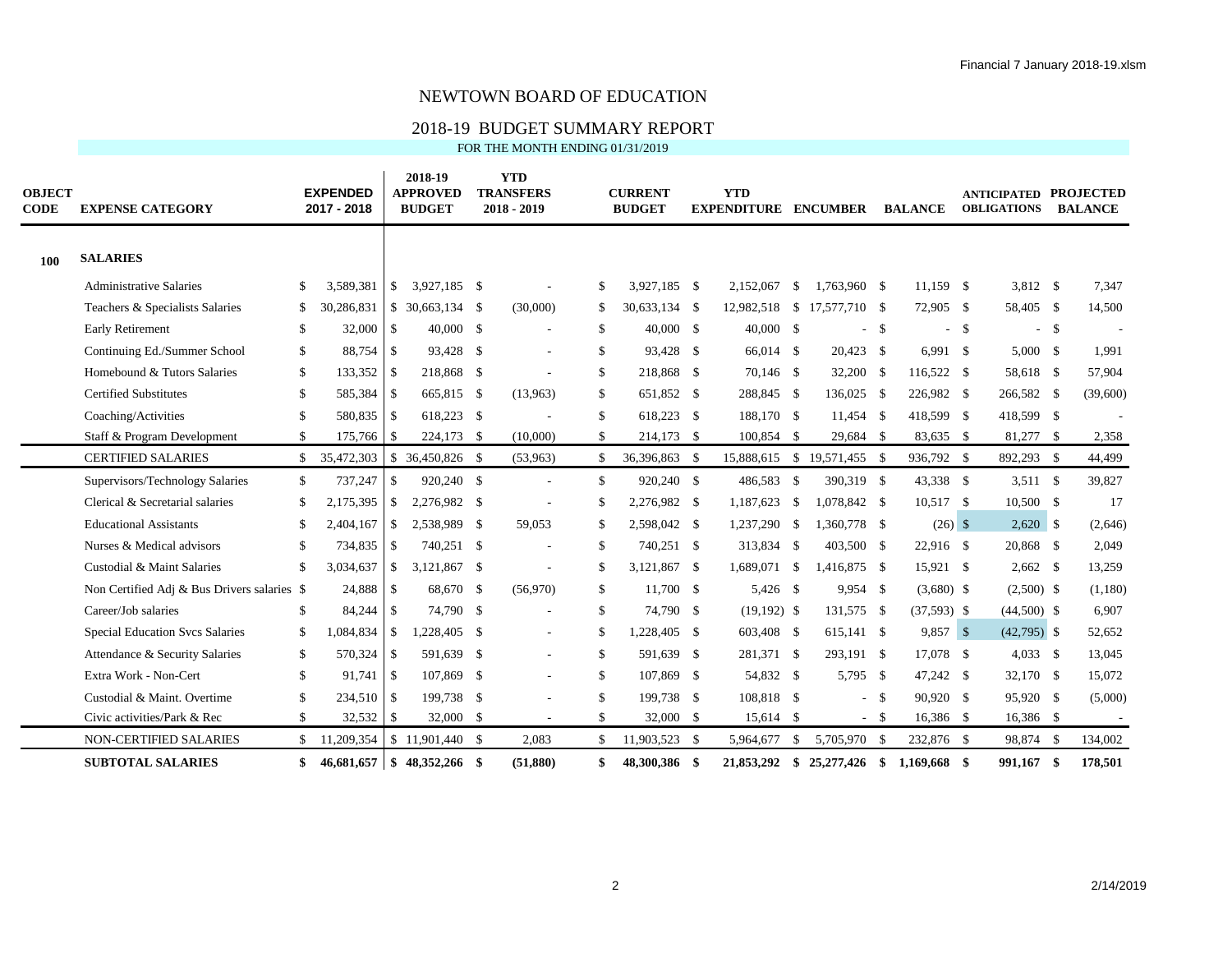# NEWTOWN BOARD OF EDUCATION

## 2018-19 BUDGET SUMMARY REPORT

FOR THE MONTH ENDING 01/31/2019

| OBJECT CODE | EXPENSE CATEGORY | EXPENDED 2017 - 2018 | 2018-19 APPROVED BUDGET | YTD TRANSFERS 2018 - 2019 | CURRENT BUDGET | YTD EXPENDITURE | ENCUMBER | BALANCE | ANTICIPATED OBLIGATIONS | PROJECTED BALANCE |
|---|---|---|---|---|---|---|---|---|---|---|
| **100** | **SALARIES** | | | | | | | | | |
| | Administrative Salaries | $ 3,589,381 | $ 3,927,185 | $ - | $ 3,927,185 | $ 2,152,067 | $ 1,763,960 | $ 11,159 | $ 3,812 | $ 7,347 |
| | Teachers & Specialists Salaries | $ 30,286,831 | $ 30,663,134 | $ (30,000) | $ 30,633,134 | $ 12,982,518 | $ 17,577,710 | $ 72,905 | $ 58,405 | $ 14,500 |
| | Early Retirement | $ 32,000 | $ 40,000 | $ - | $ 40,000 | $ 40,000 | $ - | $ - | $ - | $ - |
| | Continuing Ed./Summer School | $ 88,754 | $ 93,428 | $ - | $ 93,428 | $ 66,014 | $ 20,423 | $ 6,991 | $ 5,000 | $ 1,991 |
| | Homebound & Tutors Salaries | $ 133,352 | $ 218,868 | $ - | $ 218,868 | $ 70,146 | $ 32,200 | $ 116,522 | $ 58,618 | $ 57,904 |
| | Certified Substitutes | $ 585,384 | $ 665,815 | $ (13,963) | $ 651,852 | $ 288,845 | $ 136,025 | $ 226,982 | $ 266,582 | $ (39,600) |
| | Coaching/Activities | $ 580,835 | $ 618,223 | $ - | $ 618,223 | $ 188,170 | $ 11,454 | $ 418,599 | $ 418,599 | $ - |
| | Staff & Program Development | $ 175,766 | $ 224,173 | $ (10,000) | $ 214,173 | $ 100,854 | $ 29,684 | $ 83,635 | $ 81,277 | $ 2,358 |
| | CERTIFIED SALARIES | $ 35,472,303 | $ 36,450,826 | $ (53,963) | $ 36,396,863 | $ 15,888,615 | $ 19,571,455 | $ 936,792 | $ 892,293 | $ 44,499 |
| | Supervisors/Technology Salaries | $ 737,247 | $ 920,240 | $ - | $ 920,240 | $ 486,583 | $ 390,319 | $ 43,338 | $ 3,511 | $ 39,827 |
| | Clerical & Secretarial salaries | $ 2,175,395 | $ 2,276,982 | $ - | $ 2,276,982 | $ 1,187,623 | $ 1,078,842 | $ 10,517 | $ 10,500 | $ 17 |
| | Educational Assistants | $ 2,404,167 | $ 2,538,989 | $ 59,053 | $ 2,598,042 | $ 1,237,290 | $ 1,360,778 | $ (26) | $ 2,620 | $ (2,646) |
| | Nurses & Medical advisors | $ 734,835 | $ 740,251 | $ - | $ 740,251 | $ 313,834 | $ 403,500 | $ 22,916 | $ 20,868 | $ 2,049 |
| | Custodial & Maint Salaries | $ 3,034,637 | $ 3,121,867 | $ - | $ 3,121,867 | $ 1,689,071 | $ 1,416,875 | $ 15,921 | $ 2,662 | $ 13,259 |
| | Non Certified Adj & Bus Drivers salaries | $ 24,888 | $ 68,670 | $ (56,970) | $ 11,700 | $ 5,426 | $ 9,954 | $ (3,680) | $ (2,500) | $ (1,180) |
| | Career/Job salaries | $ 84,244 | $ 74,790 | $ - | $ 74,790 | $ (19,192) | $ 131,575 | $ (37,593) | $ (44,500) | $ 6,907 |
| | Special Education Svcs Salaries | $ 1,084,834 | $ 1,228,405 | $ - | $ 1,228,405 | $ 603,408 | $ 615,141 | $ 9,857 | $ (42,795) | $ 52,652 |
| | Attendance & Security Salaries | $ 570,324 | $ 591,639 | $ - | $ 591,639 | $ 281,371 | $ 293,191 | $ 17,078 | $ 4,033 | $ 13,045 |
| | Extra Work - Non-Cert | $ 91,741 | $ 107,869 | $ - | $ 107,869 | $ 54,832 | $ 5,795 | $ 47,242 | $ 32,170 | $ 15,072 |
| | Custodial & Maint. Overtime | $ 234,510 | $ 199,738 | $ - | $ 199,738 | $ 108,818 | $ - | $ 90,920 | $ 95,920 | $ (5,000) |
| | Civic activities/Park & Rec | $ 32,532 | $ 32,000 | $ - | $ 32,000 | $ 15,614 | $ - | $ 16,386 | $ 16,386 | $ - |
| | NON-CERTIFIED SALARIES | $ 11,209,354 | $ 11,901,440 | $ 2,083 | $ 11,903,523 | $ 5,964,677 | $ 5,705,970 | $ 232,876 | $ 98,874 | $ 134,002 |
| | **SUBTOTAL SALARIES** | **$ 46,681,657** | **$ 48,352,266** | **$ (51,880)** | **$ 48,300,386** | **$ 21,853,292** | **$ 25,277,426** | **$ 1,169,668** | **$ 991,167** | **$ 178,501** |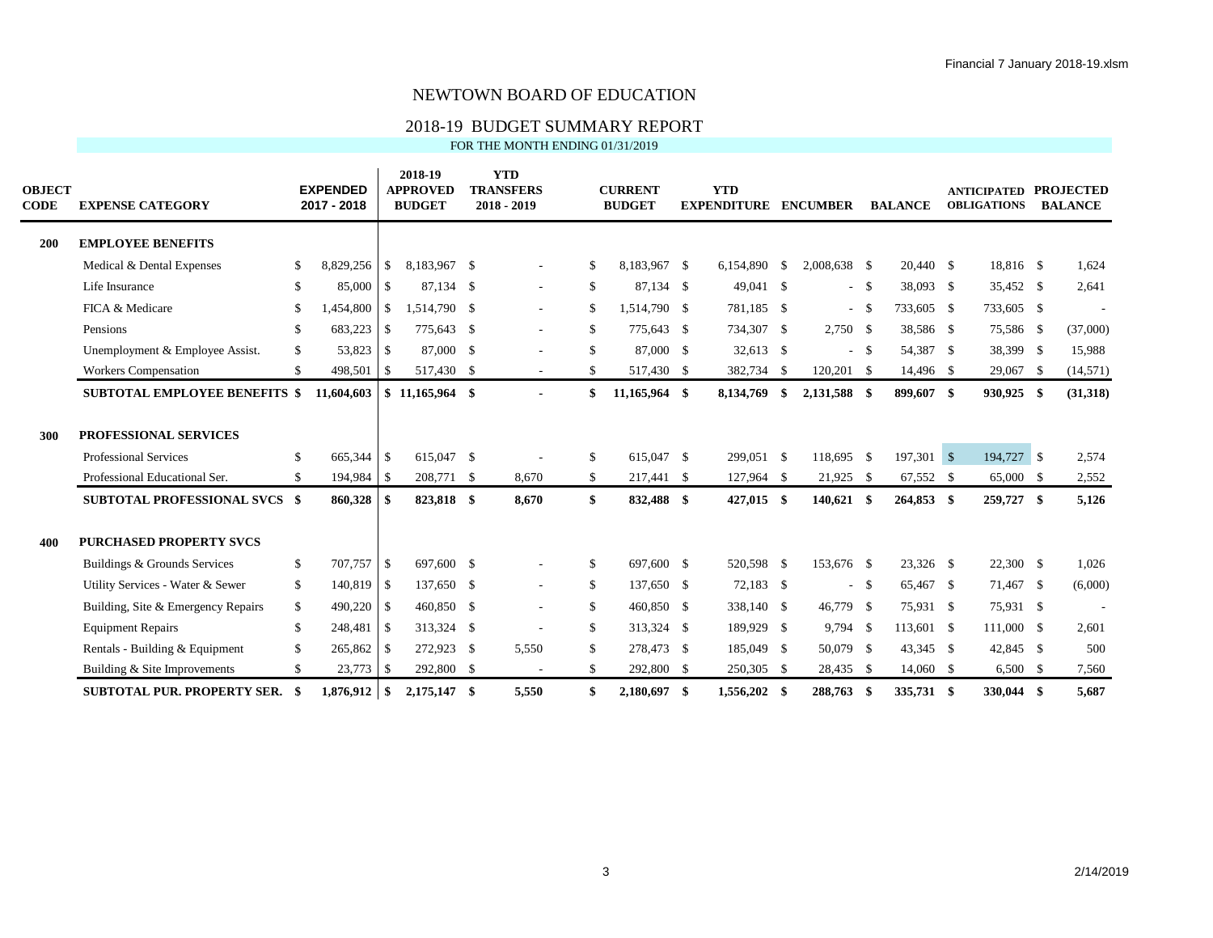# NEWTOWN BOARD OF EDUCATION

## 2018-19 BUDGET SUMMARY REPORT

FOR THE MONTH ENDING 01/31/2019

| OBJECT CODE | EXPENSE CATEGORY | EXPENDED 2017 - 2018 | 2018-19 APPROVED BUDGET | YTD TRANSFERS 2018 - 2019 | CURRENT BUDGET | YTD EXPENDITURE | ENCUMBER | BALANCE | ANTICIPATED OBLIGATIONS | PROJECTED BALANCE |
|---|---|---|---|---|---|---|---|---|---|---|
| **200** | **EMPLOYEE BENEFITS** | | | | | | | | | |
| | Medical & Dental Expenses | $ 8,829,256 | $ 8,183,967 | $ - | $ 8,183,967 | $ 6,154,890 | $ 2,008,638 | $ 20,440 | $ 18,816 | $ 1,624 |
| | Life Insurance | $ 85,000 | $ 87,134 | $ - | $ 87,134 | $ 49,041 | $ - | $ 38,093 | $ 35,452 | $ 2,641 |
| | FICA & Medicare | $ 1,454,800 | $ 1,514,790 | $ - | $ 1,514,790 | $ 781,185 | $ - | $ 733,605 | $ 733,605 | $ - |
| | Pensions | $ 683,223 | $ 775,643 | $ - | $ 775,643 | $ 734,307 | $ 2,750 | $ 38,586 | $ 75,586 | $ (37,000) |
| | Unemployment & Employee Assist. | $ 53,823 | $ 87,000 | $ - | $ 87,000 | $ 32,613 | $ - | $ 54,387 | $ 38,399 | $ 15,988 |
| | Workers Compensation | $ 498,501 | $ 517,430 | $ - | $ 517,430 | $ 382,734 | $ 120,201 | $ 14,496 | $ 29,067 | $ (14,571) |
| | **SUBTOTAL EMPLOYEE BENEFITS** | **$ 11,604,603** | **$ 11,165,964** | **$ -** | **$ 11,165,964** | **$ 8,134,769** | **$ 2,131,588** | **$ 899,607** | **$ 930,925** | **$ (31,318)** |
| **300** | **PROFESSIONAL SERVICES** | | | | | | | | | |
| | Professional Services | $ 665,344 | $ 615,047 | $ - | $ 615,047 | $ 299,051 | $ 118,695 | $ 197,301 | $ 194,727 | $ 2,574 |
| | Professional Educational Ser. | $ 194,984 | $ 208,771 | $ 8,670 | $ 217,441 | $ 127,964 | $ 21,925 | $ 67,552 | $ 65,000 | $ 2,552 |
| | **SUBTOTAL PROFESSIONAL SVCS** | **$ 860,328** | **$ 823,818** | **$ 8,670** | **$ 832,488** | **$ 427,015** | **$ 140,621** | **$ 264,853** | **$ 259,727** | **$ 5,126** |
| **400** | **PURCHASED PROPERTY SVCS** | | | | | | | | | |
| | Buildings & Grounds Services | $ 707,757 | $ 697,600 | $ - | $ 697,600 | $ 520,598 | $ 153,676 | $ 23,326 | $ 22,300 | $ 1,026 |
| | Utility Services - Water & Sewer | $ 140,819 | $ 137,650 | $ - | $ 137,650 | $ 72,183 | $ - | $ 65,467 | $ 71,467 | $ (6,000) |
| | Building, Site & Emergency Repairs | $ 490,220 | $ 460,850 | $ - | $ 460,850 | $ 338,140 | $ 46,779 | $ 75,931 | $ 75,931 | $ - |
| | Equipment Repairs | $ 248,481 | $ 313,324 | $ - | $ 313,324 | $ 189,929 | $ 9,794 | $ 113,601 | $ 111,000 | $ 2,601 |
| | Rentals - Building & Equipment | $ 265,862 | $ 272,923 | $ 5,550 | $ 278,473 | $ 185,049 | $ 50,079 | $ 43,345 | $ 42,845 | $ 500 |
| | Building & Site Improvements | $ 23,773 | $ 292,800 | $ - | $ 292,800 | $ 250,305 | $ 28,435 | $ 14,060 | $ 6,500 | $ 7,560 |
| | **SUBTOTAL PUR. PROPERTY SER.** | **$ 1,876,912** | **$ 2,175,147** | **$ 5,550** | **$ 2,180,697** | **$ 1,556,202** | **$ 288,763** | **$ 335,731** | **$ 330,044** | **$ 5,687** |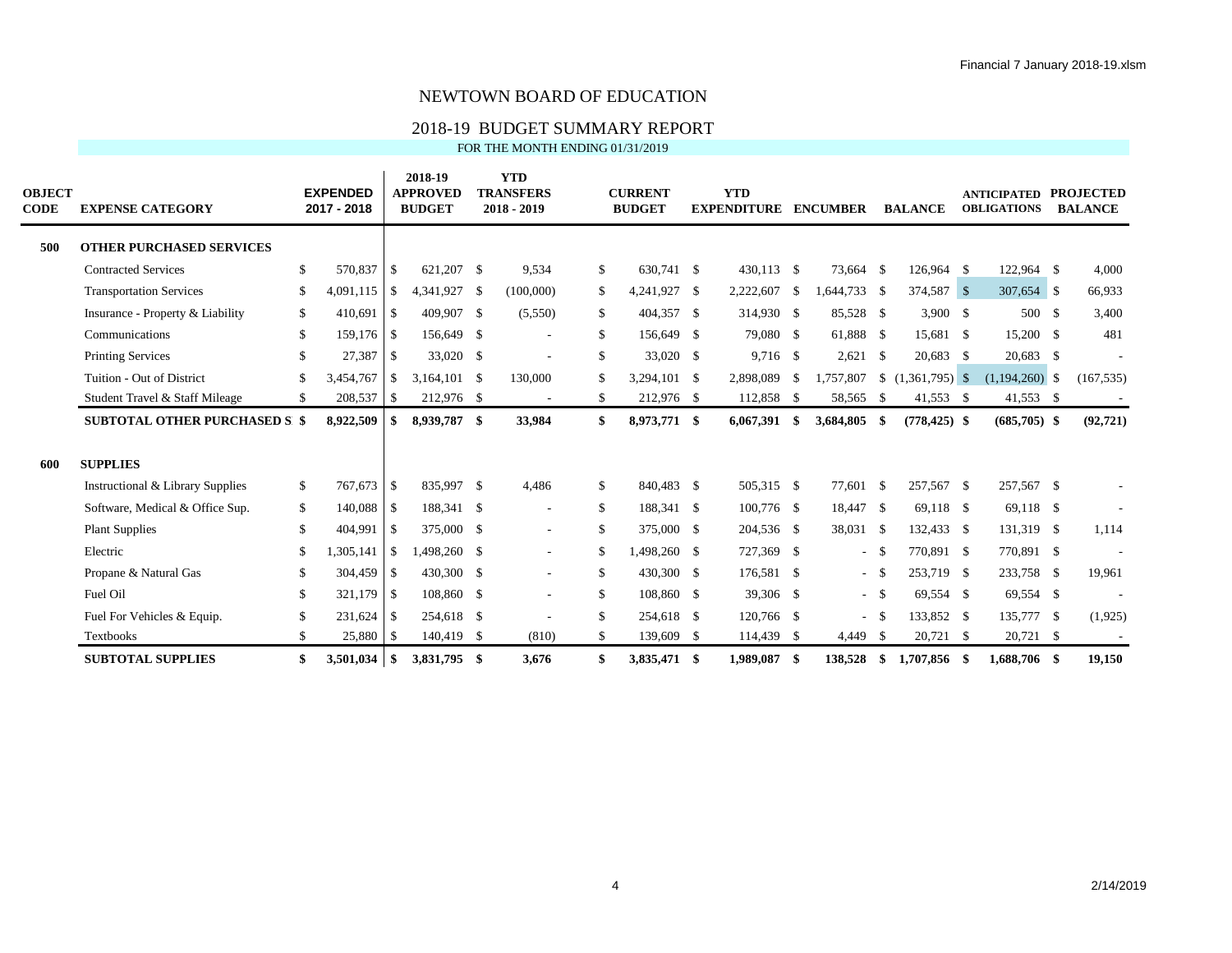# NEWTOWN BOARD OF EDUCATION

## 2018-19 BUDGET SUMMARY REPORT

FOR THE MONTH ENDING 01/31/2019

| OBJECT CODE | EXPENSE CATEGORY | EXPENDED 2017 - 2018 | 2018-19 APPROVED BUDGET | YTD TRANSFERS 2018 - 2019 | CURRENT BUDGET | YTD EXPENDITURE | ENCUMBER | BALANCE | ANTICIPATED OBLIGATIONS | PROJECTED BALANCE |
|---|---|---|---|---|---|---|---|---|---|---|
| **500** | **OTHER PURCHASED SERVICES** | | | | | | | | | |
| | Contracted Services | $ 570,837 | $ 621,207 | $ 9,534 | $ 630,741 | $ 430,113 | $ 73,664 | $ 126,964 | $ 122,964 | $ 4,000 |
| | Transportation Services | $ 4,091,115 | $ 4,341,927 | $ (100,000) | $ 4,241,927 | $ 2,222,607 | $ 1,644,733 | $ 374,587 | $ 307,654 | $ 66,933 |
| | Insurance - Property & Liability | $ 410,691 | $ 409,907 | $ (5,550) | $ 404,357 | $ 314,930 | $ 85,528 | $ 3,900 | $ 500 | $ 3,400 |
| | Communications | $ 159,176 | $ 156,649 | $ - | $ 156,649 | $ 79,080 | $ 61,888 | $ 15,681 | $ 15,200 | $ 481 |
| | Printing Services | $ 27,387 | $ 33,020 | $ - | $ 33,020 | $ 9,716 | $ 2,621 | $ 20,683 | $ 20,683 | $ - |
| | Tuition - Out of District | $ 3,454,767 | $ 3,164,101 | $ 130,000 | $ 3,294,101 | $ 2,898,089 | $ 1,757,807 | $ (1,361,795) | $ (1,194,260) | $ (167,535) |
| | Student Travel & Staff Mileage | $ 208,537 | $ 212,976 | $ - | $ 212,976 | $ 112,858 | $ 58,565 | $ 41,553 | $ 41,553 | $ - |
| | **SUBTOTAL OTHER PURCHASED S** | **$ 8,922,509** | **$ 8,939,787** | **$ 33,984** | **$ 8,973,771** | **$ 6,067,391** | **$ 3,684,805** | **$ (778,425)** | **$ (685,705)** | **$ (92,721)** |
| **600** | **SUPPLIES** | | | | | | | | | |
| | Instructional & Library Supplies | $ 767,673 | $ 835,997 | $ 4,486 | $ 840,483 | $ 505,315 | $ 77,601 | $ 257,567 | $ 257,567 | $ - |
| | Software, Medical & Office Sup. | $ 140,088 | $ 188,341 | $ - | $ 188,341 | $ 100,776 | $ 18,447 | $ 69,118 | $ 69,118 | $ - |
| | Plant Supplies | $ 404,991 | $ 375,000 | $ - | $ 375,000 | $ 204,536 | $ 38,031 | $ 132,433 | $ 131,319 | $ 1,114 |
| | Electric | $ 1,305,141 | $ 1,498,260 | $ - | $ 1,498,260 | $ 727,369 | $ - | $ 770,891 | $ 770,891 | $ - |
| | Propane & Natural Gas | $ 304,459 | $ 430,300 | $ - | $ 430,300 | $ 176,581 | $ - | $ 253,719 | $ 233,758 | $ 19,961 |
| | Fuel Oil | $ 321,179 | $ 108,860 | $ - | $ 108,860 | $ 39,306 | $ - | $ 69,554 | $ 69,554 | $ - |
| | Fuel For Vehicles & Equip. | $ 231,624 | $ 254,618 | $ - | $ 254,618 | $ 120,766 | $ - | $ 133,852 | $ 135,777 | $ (1,925) |
| | Textbooks | $ 25,880 | $ 140,419 | $ (810) | $ 139,609 | $ 114,439 | $ 4,449 | $ 20,721 | $ 20,721 | $ - |
| | **SUBTOTAL SUPPLIES** | **$ 3,501,034** | **$ 3,831,795** | **$ 3,676** | **$ 3,835,471** | **$ 1,989,087** | **$ 138,528** | **$ 1,707,856** | **$ 1,688,706** | **$ 19,150** |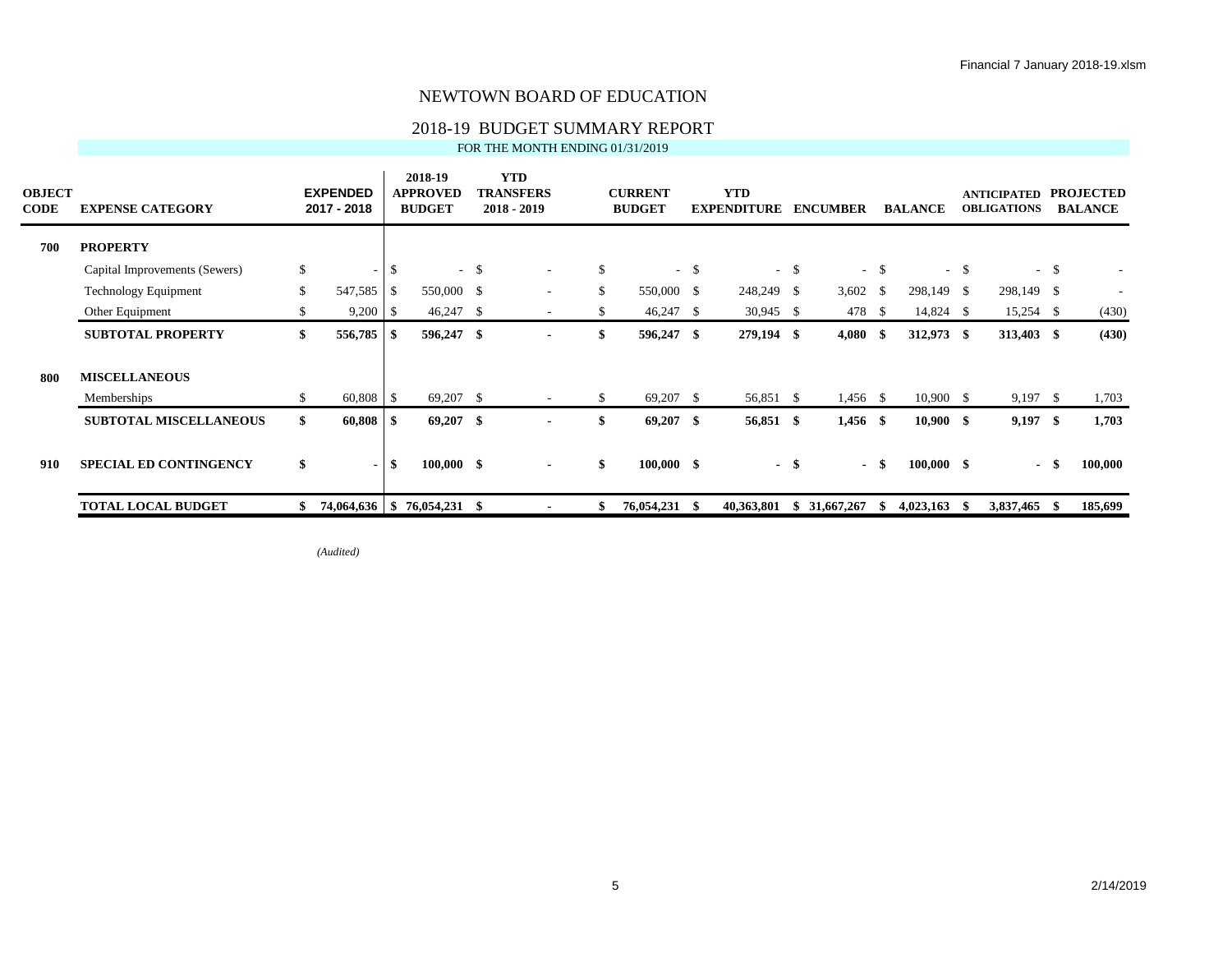# NEWTOWN BOARD OF EDUCATION

## 2018-19 BUDGET SUMMARY REPORT

FOR THE MONTH ENDING 01/31/2019

| OBJECT CODE | EXPENSE CATEGORY | EXPENDED 2017 - 2018 | 2018-19 APPROVED BUDGET | YTD TRANSFERS 2018 - 2019 | CURRENT BUDGET | YTD EXPENDITURE | ENCUMBER | BALANCE | ANTICIPATED OBLIGATIONS | PROJECTED BALANCE |
|---|---|---|---|---|---|---|---|---|---|---|
| **700** | **PROPERTY** | | | | | | | | | |
| | Capital Improvements (Sewers) | $ - | $ - | $ - | $ - | $ - | $ - | $ - | $ - | $ - |
| | Technology Equipment | $ 547,585 | $ 550,000 | $ - | $ 550,000 | $ 248,249 | $ 3,602 | $ 298,149 | $ 298,149 | $ - |
| | Other Equipment | $ 9,200 | $ 46,247 | $ - | $ 46,247 | $ 30,945 | $ 478 | $ 14,824 | $ 15,254 | $ (430) |
| | **SUBTOTAL PROPERTY** | **$ 556,785** | **$ 596,247** | **$ -** | **$ 596,247** | **$ 279,194** | **$ 4,080** | **$ 312,973** | **$ 313,403** | **$ (430)** |
| **800** | **MISCELLANEOUS** | | | | | | | | | |
| | Memberships | $ 60,808 | $ 69,207 | $ - | $ 69,207 | $ 56,851 | $ 1,456 | $ 10,900 | $ 9,197 | $ 1,703 |
| | **SUBTOTAL MISCELLANEOUS** | **$ 60,808** | **$ 69,207** | **$ -** | **$ 69,207** | **$ 56,851** | **$ 1,456** | **$ 10,900** | **$ 9,197** | **$ 1,703** |
| **910** | **SPECIAL ED CONTINGENCY** | **$ -** | **$ 100,000** | **$ -** | **$ 100,000** | **$ -** | **$ -** | **$ 100,000** | **$ -** | **$ 100,000** |
| | **TOTAL LOCAL BUDGET** | **$ 74,064,636** | **$ 76,054,231** | **$ -** | **$ 76,054,231** | **$ 40,363,801** | **$ 31,667,267** | **$ 4,023,163** | **$ 3,837,465** | **$ 185,699** |

*(Audited)*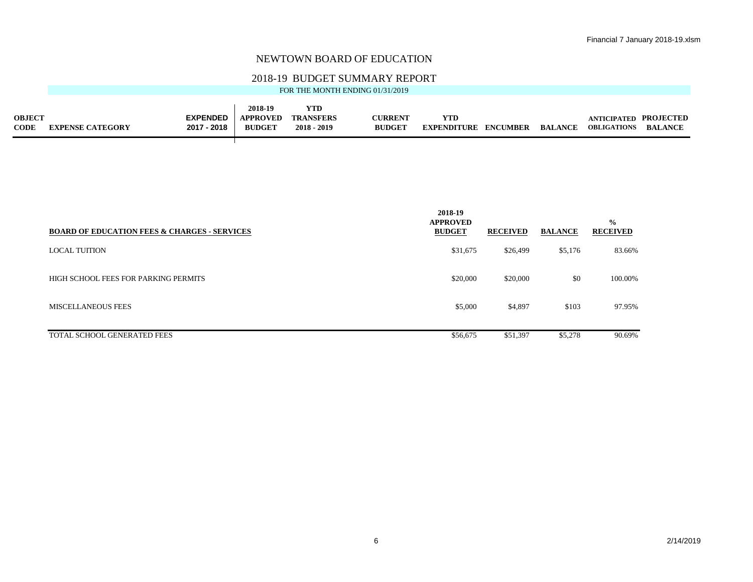# NEWTOWN BOARD OF EDUCATION

## 2018-19 BUDGET SUMMARY REPORT

FOR THE MONTH ENDING 01/31/2019

| OBJECT CODE | EXPENSE CATEGORY | EXPENDED 2017 - 2018 | 2018-19 APPROVED BUDGET | YTD TRANSFERS 2018 - 2019 | CURRENT BUDGET | YTD EXPENDITURE | ENCUMBER | BALANCE | ANTICIPATED OBLIGATIONS | PROJECTED BALANCE |
|---|---|---|---|---|---|---|---|---|---|---|

| BOARD OF EDUCATION FEES & CHARGES - SERVICES | 2018-19 APPROVED BUDGET | RECEIVED | BALANCE | % RECEIVED |
|---|---|---|---|---|
| LOCAL TUITION | $31,675 | $26,499 | $5,176 | 83.66% |
| HIGH SCHOOL FEES FOR PARKING PERMITS | $20,000 | $20,000 | $0 | 100.00% |
| MISCELLANEOUS FEES | $5,000 | $4,897 | $103 | 97.95% |
| TOTAL SCHOOL GENERATED FEES | $56,675 | $51,397 | $5,278 | 90.69% |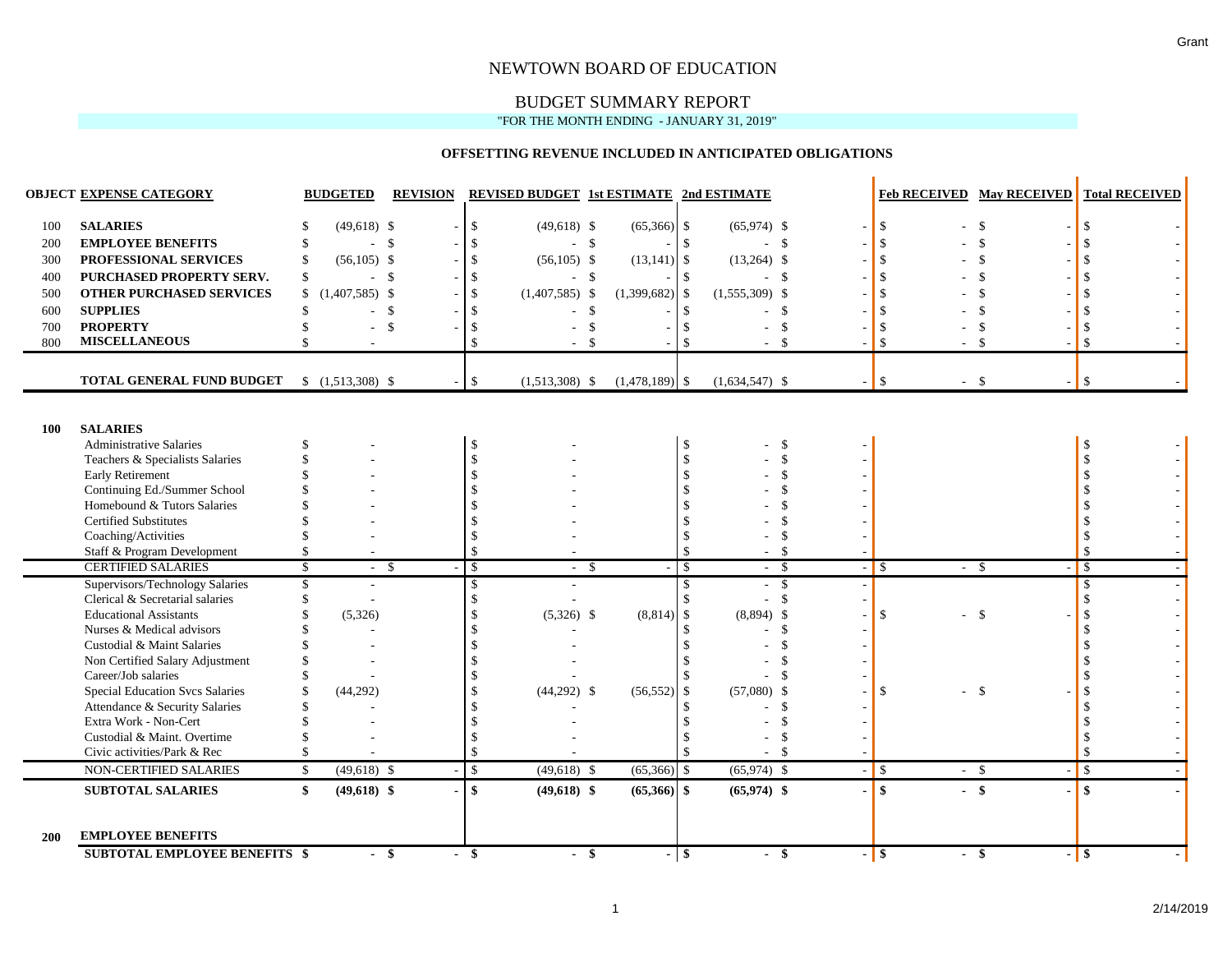Grant

# NEWTOWN BOARD OF EDUCATION

## BUDGET SUMMARY REPORT

"FOR THE MONTH ENDING - JANUARY 31, 2019"

### OFFSETTING REVENUE INCLUDED IN ANTICIPATED OBLIGATIONS

| OBJECT | EXPENSE CATEGORY | BUDGETED | REVISION | REVISED BUDGET | 1st ESTIMATE | 2nd ESTIMATE | | Feb RECEIVED | May RECEIVED | Total RECEIVED |
|---|---|---|---|---|---|---|---|---|---|---|
| 100 | **SALARIES** | $ (49,618) | $ - | $ (49,618) | $ (65,366) | $ (65,974) | $ - | $ - | $ - | $ - |
| 200 | **EMPLOYEE BENEFITS** | $ - | $ - | $ - | $ - | $ - | $ - | $ - | $ - | $ - |
| 300 | **PROFESSIONAL SERVICES** | $ (56,105) | $ - | $ (56,105) | $ (13,141) | $ (13,264) | $ - | $ - | $ - | $ - |
| 400 | **PURCHASED PROPERTY SERV.** | $ - | $ - | $ - | $ - | $ - | $ - | $ - | $ - | $ - |
| 500 | **OTHER PURCHASED SERVICES** | $ (1,407,585) | $ - | $ (1,407,585) | $ (1,399,682) | $ (1,555,309) | $ - | $ - | $ - | $ - |
| 600 | **SUPPLIES** | $ - | $ - | $ - | $ - | $ - | $ - | $ - | $ - | $ - |
| 700 | **PROPERTY** | $ - | $ - | $ - | $ - | $ - | $ - | $ - | $ - | $ - |
| 800 | **MISCELLANEOUS** | $ - | | $ - | $ - | $ - | $ - | $ - | $ - | $ - |
| | **TOTAL GENERAL FUND BUDGET** | $ (1,513,308) | $ - | $ (1,513,308) | $ (1,478,189) | $ (1,634,547) | $ - | $ - | $ - | $ - |
| **100** | **SALARIES** | | | | | | | | | |
| | Administrative Salaries | $ - | | $ - | | $ - | $ - | | | $ - |
| | Teachers & Specialists Salaries | $ - | | $ - | | $ - | $ - | | | $ - |
| | Early Retirement | $ - | | $ - | | $ - | $ - | | | $ - |
| | Continuing Ed./Summer School | $ - | | $ - | | $ - | $ - | | | $ - |
| | Homebound & Tutors Salaries | $ - | | $ - | | $ - | $ - | | | $ - |
| | Certified Substitutes | $ - | | $ - | | $ - | $ - | | | $ - |
| | Coaching/Activities | $ - | | $ - | | $ - | $ - | | | $ - |
| | Staff & Program Development | $ - | | $ - | | $ - | $ - | | | $ - |
| | CERTIFIED SALARIES | $ - | $ - | $ - | $ - | $ - | $ - | $ - | $ - | $ - |
| | Supervisors/Technology Salaries | $ - | | $ - | | $ - | $ - | | | $ - |
| | Clerical & Secretarial salaries | $ - | | $ - | | $ - | $ - | | | $ - |
| | Educational Assistants | $ (5,326) | | $ (5,326) | $ (8,814) | $ (8,894) | $ - | $ - | $ - | $ - |
| | Nurses & Medical advisors | $ - | | $ - | | $ - | $ - | | | $ - |
| | Custodial & Maint Salaries | $ - | | $ - | | $ - | $ - | | | $ - |
| | Non Certified Salary Adjustment | $ - | | $ - | | $ - | $ - | | | $ - |
| | Career/Job salaries | $ - | | $ - | | $ - | $ - | | | $ - |
| | Special Education Svcs Salaries | $ (44,292) | | $ (44,292) | $ (56,552) | $ (57,080) | $ - | $ - | $ - | $ - |
| | Attendance & Security Salaries | $ - | | $ - | | $ - | $ - | | | $ - |
| | Extra Work - Non-Cert | $ - | | $ - | | $ - | $ - | | | $ - |
| | Custodial & Maint. Overtime | $ - | | $ - | | $ - | $ - | | | $ - |
| | Civic activities/Park & Rec | $ - | | $ - | | $ - | $ - | | | $ - |
| | NON-CERTIFIED SALARIES | $ (49,618) | $ - | $ (49,618) | $ (65,366) | $ (65,974) | $ - | $ - | $ - | $ - |
| | **SUBTOTAL SALARIES** | **$ (49,618)** | **$ -** | **$ (49,618)** | **$ (65,366)** | **$ (65,974)** | **$ -** | **$ -** | **$ -** | **$ -** |
| **200** | **EMPLOYEE BENEFITS** | | | | | | | | | |
| | **SUBTOTAL EMPLOYEE BENEFITS** | **$ -** | **$ -** | **$ -** | **$ -** | **$ -** | **$ -** | **$ -** | **$ -** | **$ -** |

2/14/2019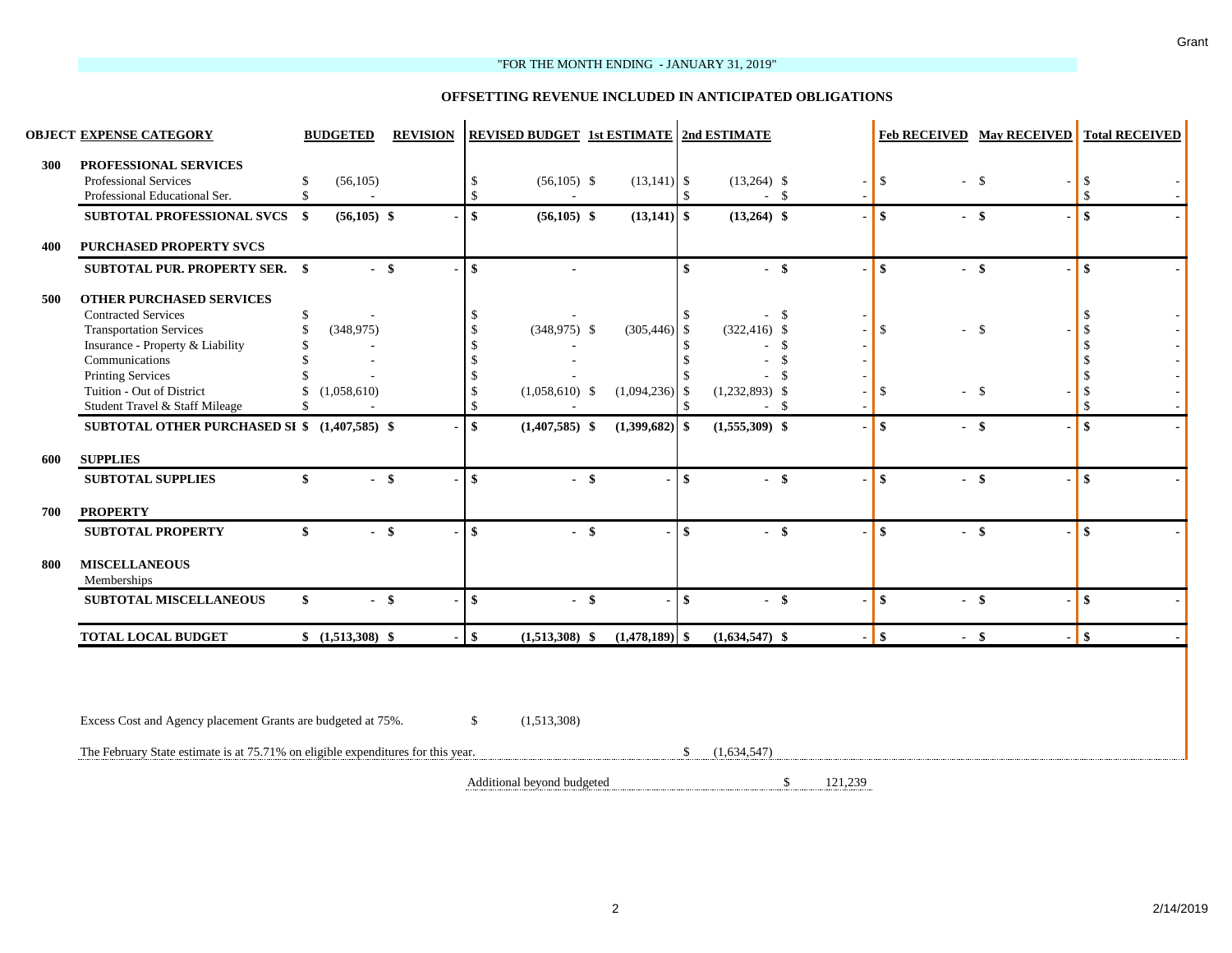"FOR THE MONTH ENDING - JANUARY 31, 2019"

**OFFSETTING REVENUE INCLUDED IN ANTICIPATED OBLIGATIONS**

| OBJECT | EXPENSE CATEGORY | BUDGETED | REVISION | REVISED BUDGET | 1st ESTIMATE | 2nd ESTIMATE | | Feb RECEIVED | May RECEIVED | Total RECEIVED |
|---|---|---|---|---|---|---|---|---|---|---|
| 300 | **PROFESSIONAL SERVICES** | | | | | | | | | |
| | Professional Services | $ (56,105) | | $ (56,105) | $ (13,141) | $ (13,264) | $ - | $ - | $ - | $ - |
| | Professional Educational Ser. | $ - | | $ - | | $ - | $ - | | | $ - |
| | **SUBTOTAL PROFESSIONAL SVCS** | **$ (56,105)** | **$ -** | **$ (56,105)** | **$ (13,141)** | **$ (13,264)** | **$ -** | **$ -** | **$ -** | **$ -** |
| 400 | **PURCHASED PROPERTY SVCS** | | | | | | | | | |
| | **SUBTOTAL PUR. PROPERTY SER.** | **$ -** | **$ -** | **$ -** | | **$ -** | **$ -** | **$ -** | **$ -** | **$ -** |
| 500 | **OTHER PURCHASED SERVICES** | | | | | | | | | |
| | Contracted Services | $ - | | $ - | | $ - | $ - | | | $ - |
| | Transportation Services | $ (348,975) | | $ (348,975) | $ (305,446) | $ (322,416) | $ - | $ - | $ - | $ - |
| | Insurance - Property & Liability | $ - | | $ - | | $ - | $ - | | | $ - |
| | Communications | $ - | | $ - | | $ - | $ - | | | $ - |
| | Printing Services | $ - | | $ - | | $ - | $ - | | | $ - |
| | Tuition - Out of District | $ (1,058,610) | | $ (1,058,610) | $ (1,094,236) | $ (1,232,893) | $ - | $ - | $ - | $ - |
| | Student Travel & Staff Mileage | $ - | | $ - | | $ - | $ - | | | $ - |
| | **SUBTOTAL OTHER PURCHASED SI** | **$ (1,407,585)** | **$ -** | **$ (1,407,585)** | **$ (1,399,682)** | **$ (1,555,309)** | **$ -** | **$ -** | **$ -** | **$ -** |
| 600 | **SUPPLIES** | | | | | | | | | |
| | **SUBTOTAL SUPPLIES** | **$ -** | **$ -** | **$ -** | **$ -** | **$ -** | **$ -** | **$ -** | **$ -** | **$ -** |
| 700 | **PROPERTY** | | | | | | | | | |
| | **SUBTOTAL PROPERTY** | **$ -** | **$ -** | **$ -** | **$ -** | **$ -** | **$ -** | **$ -** | **$ -** | **$ -** |
| 800 | **MISCELLANEOUS** | | | | | | | | | |
| | Memberships | | | | | | | | | |
| | **SUBTOTAL MISCELLANEOUS** | **$ -** | **$ -** | **$ -** | **$ -** | **$ -** | **$ -** | **$ -** | **$ -** | **$ -** |
| | **TOTAL LOCAL BUDGET** | **$ (1,513,308)** | **$ -** | **$ (1,513,308)** | **$ (1,478,189)** | **$ (1,634,547)** | **$ -** | **$ -** | **$ -** | **$ -** |

Excess Cost and Agency placement Grants are budgeted at 75%. $ (1,513,308)

The February State estimate is at 75.71% on eligible expenditures for this year. $ (1,634,547)

Additional beyond budgeted $ 121,239